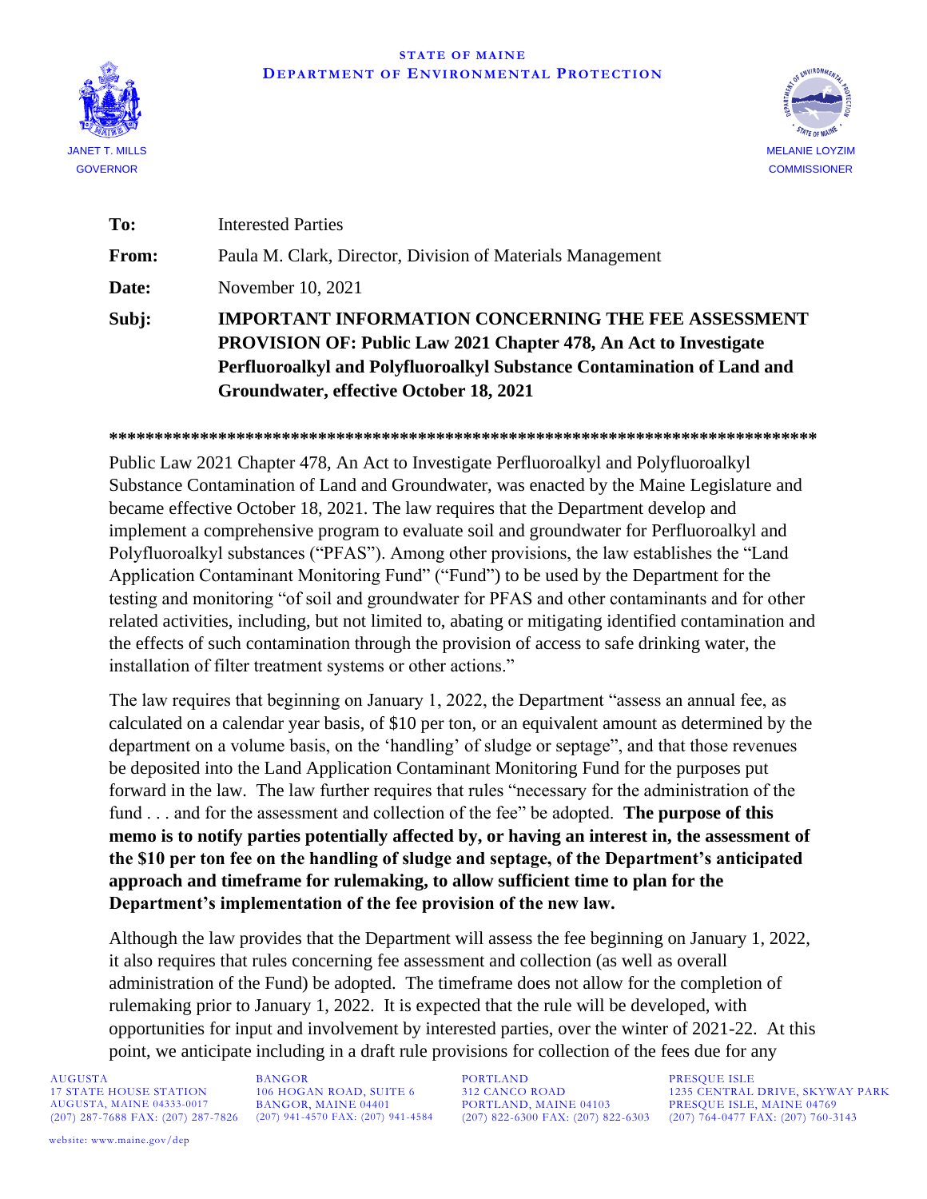STATE OF MAINE
DEPARTMENT OF ENVIRONMENTAL PROTECTION

JANET T. MILLS
GOVERNOR

MELANIE LOYZIM
COMMISSIONER

**To:** Interested Parties

**From:** Paula M. Clark, Director, Division of Materials Management

**Date:** November 10, 2021

**Subj:** **IMPORTANT INFORMATION CONCERNING THE FEE ASSESSMENT PROVISION OF: Public Law 2021 Chapter 478, An Act to Investigate Perfluoroalkyl and Polyfluoroalkyl Substance Contamination of Land and Groundwater, effective October 18, 2021**

**********************************************************************************

Public Law 2021 Chapter 478, An Act to Investigate Perfluoroalkyl and Polyfluoroalkyl Substance Contamination of Land and Groundwater, was enacted by the Maine Legislature and became effective October 18, 2021. The law requires that the Department develop and implement a comprehensive program to evaluate soil and groundwater for Perfluoroalkyl and Polyfluoroalkyl substances ("PFAS"). Among other provisions, the law establishes the "Land Application Contaminant Monitoring Fund" ("Fund") to be used by the Department for the testing and monitoring "of soil and groundwater for PFAS and other contaminants and for other related activities, including, but not limited to, abating or mitigating identified contamination and the effects of such contamination through the provision of access to safe drinking water, the installation of filter treatment systems or other actions."

The law requires that beginning on January 1, 2022, the Department "assess an annual fee, as calculated on a calendar year basis, of $10 per ton, or an equivalent amount as determined by the department on a volume basis, on the 'handling' of sludge or septage", and that those revenues be deposited into the Land Application Contaminant Monitoring Fund for the purposes put forward in the law. The law further requires that rules "necessary for the administration of the fund . . . and for the assessment and collection of the fee" be adopted. **The purpose of this memo is to notify parties potentially affected by, or having an interest in, the assessment of the $10 per ton fee on the handling of sludge and septage, of the Department's anticipated approach and timeframe for rulemaking, to allow sufficient time to plan for the Department's implementation of the fee provision of the new law.**

Although the law provides that the Department will assess the fee beginning on January 1, 2022, it also requires that rules concerning fee assessment and collection (as well as overall administration of the Fund) be adopted. The timeframe does not allow for the completion of rulemaking prior to January 1, 2022. It is expected that the rule will be developed, with opportunities for input and involvement by interested parties, over the winter of 2021-22. At this point, we anticipate including in a draft rule provisions for collection of the fees due for any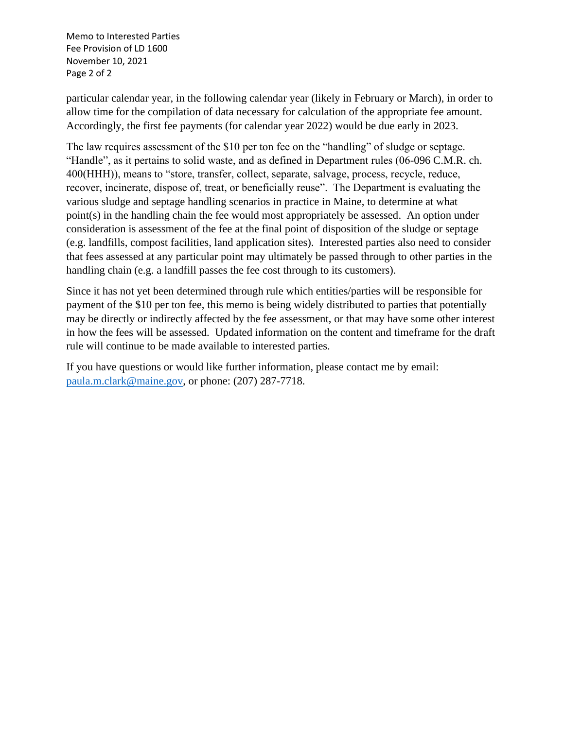particular calendar year, in the following calendar year (likely in February or March), in order to allow time for the compilation of data necessary for calculation of the appropriate fee amount. Accordingly, the first fee payments (for calendar year 2022) would be due early in 2023.

The law requires assessment of the $10 per ton fee on the "handling" of sludge or septage. "Handle", as it pertains to solid waste, and as defined in Department rules (06-096 C.M.R. ch. 400(HHH)), means to "store, transfer, collect, separate, salvage, process, recycle, reduce, recover, incinerate, dispose of, treat, or beneficially reuse". The Department is evaluating the various sludge and septage handling scenarios in practice in Maine, to determine at what point(s) in the handling chain the fee would most appropriately be assessed. An option under consideration is assessment of the fee at the final point of disposition of the sludge or septage (e.g. landfills, compost facilities, land application sites). Interested parties also need to consider that fees assessed at any particular point may ultimately be passed through to other parties in the handling chain (e.g. a landfill passes the fee cost through to its customers).

Since it has not yet been determined through rule which entities/parties will be responsible for payment of the $10 per ton fee, this memo is being widely distributed to parties that potentially may be directly or indirectly affected by the fee assessment, or that may have some other interest in how the fees will be assessed. Updated information on the content and timeframe for the draft rule will continue to be made available to interested parties.

If you have questions or would like further information, please contact me by email: paula.m.clark@maine.gov, or phone: (207) 287-7718.